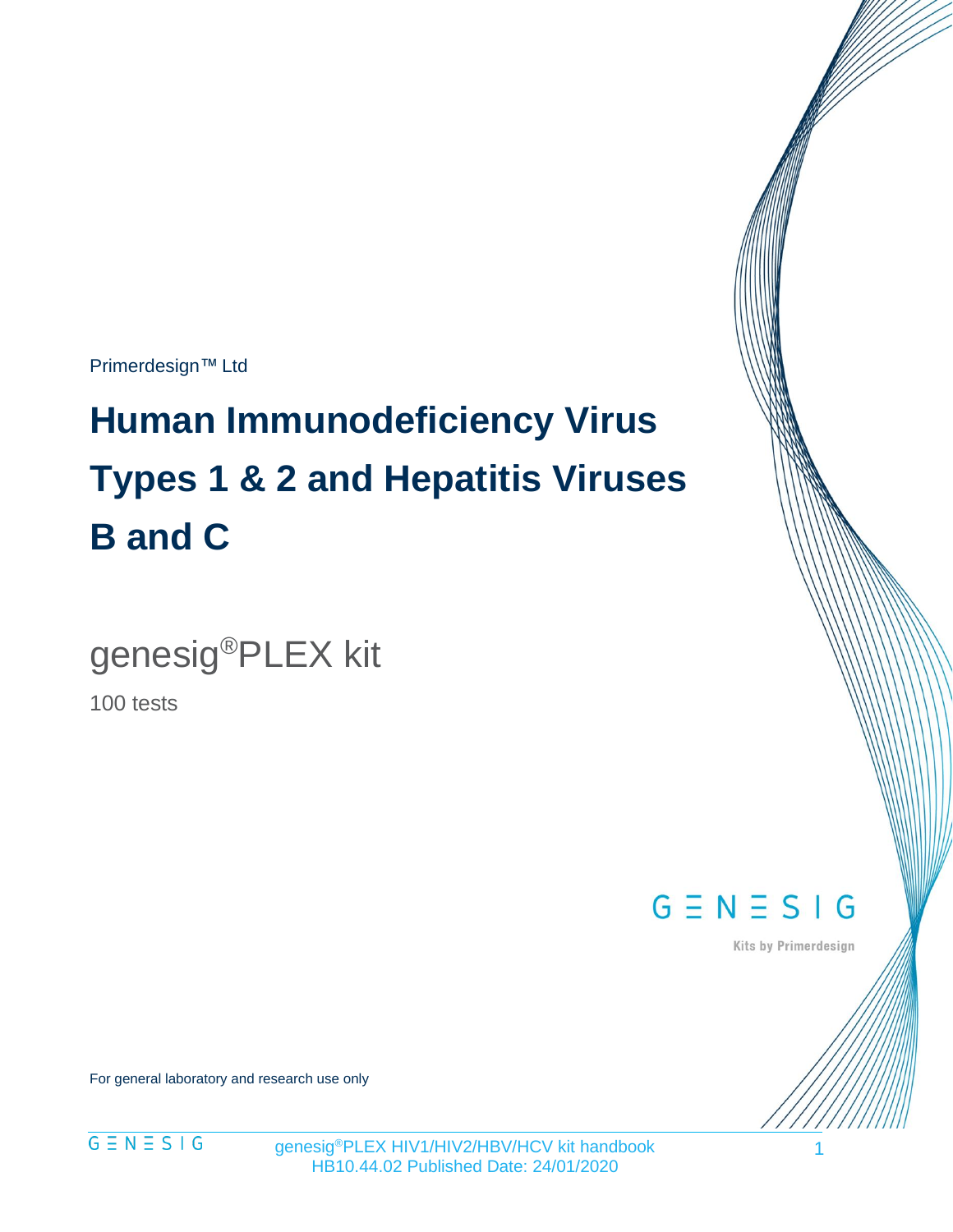Primerdesign™ Ltd

# Human Immunodeficiency Virus Types 1 & 2 and Hepatitis Viruses B and C

genesig®PLEX kit

100 tests

GENESIG

Kits by Primerdesign

For general laboratory and research use only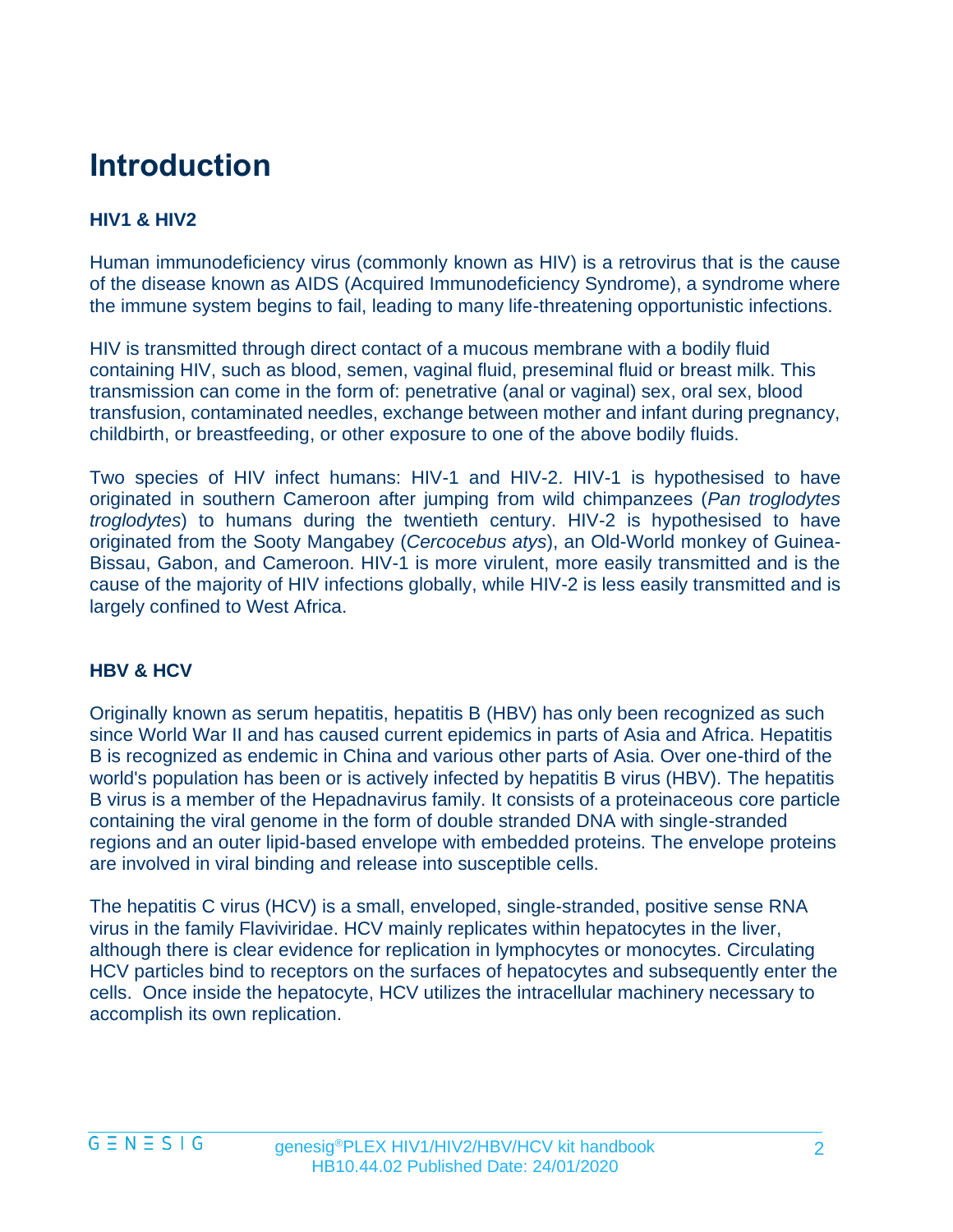# Introduction

### HIV1 & HIV2

Human immunodeficiency virus (commonly known as HIV) is a retrovirus that is the cause of the disease known as AIDS (Acquired Immunodeficiency Syndrome), a syndrome where the immune system begins to fail, leading to many life-threatening opportunistic infections.

HIV is transmitted through direct contact of a mucous membrane with a bodily fluid containing HIV, such as blood, semen, vaginal fluid, preseminal fluid or breast milk. This transmission can come in the form of: penetrative (anal or vaginal) sex, oral sex, blood transfusion, contaminated needles, exchange between mother and infant during pregnancy, childbirth, or breastfeeding, or other exposure to one of the above bodily fluids.

Two species of HIV infect humans: HIV-1 and HIV-2. HIV-1 is hypothesised to have originated in southern Cameroon after jumping from wild chimpanzees (*Pan troglodytes troglodytes*) to humans during the twentieth century. HIV-2 is hypothesised to have originated from the Sooty Mangabey (*Cercocebus atys*), an Old-World monkey of Guinea-Bissau, Gabon, and Cameroon. HIV-1 is more virulent, more easily transmitted and is the cause of the majority of HIV infections globally, while HIV-2 is less easily transmitted and is largely confined to West Africa.

### HBV & HCV

Originally known as serum hepatitis, hepatitis B (HBV) has only been recognized as such since World War II and has caused current epidemics in parts of Asia and Africa. Hepatitis B is recognized as endemic in China and various other parts of Asia. Over one-third of the world's population has been or is actively infected by hepatitis B virus (HBV). The hepatitis B virus is a member of the Hepadnavirus family. It consists of a proteinaceous core particle containing the viral genome in the form of double stranded DNA with single-stranded regions and an outer lipid-based envelope with embedded proteins. The envelope proteins are involved in viral binding and release into susceptible cells.

The hepatitis C virus (HCV) is a small, enveloped, single-stranded, positive sense RNA virus in the family Flaviviridae. HCV mainly replicates within hepatocytes in the liver, although there is clear evidence for replication in lymphocytes or monocytes. Circulating HCV particles bind to receptors on the surfaces of hepatocytes and subsequently enter the cells. Once inside the hepatocyte, HCV utilizes the intracellular machinery necessary to accomplish its own replication.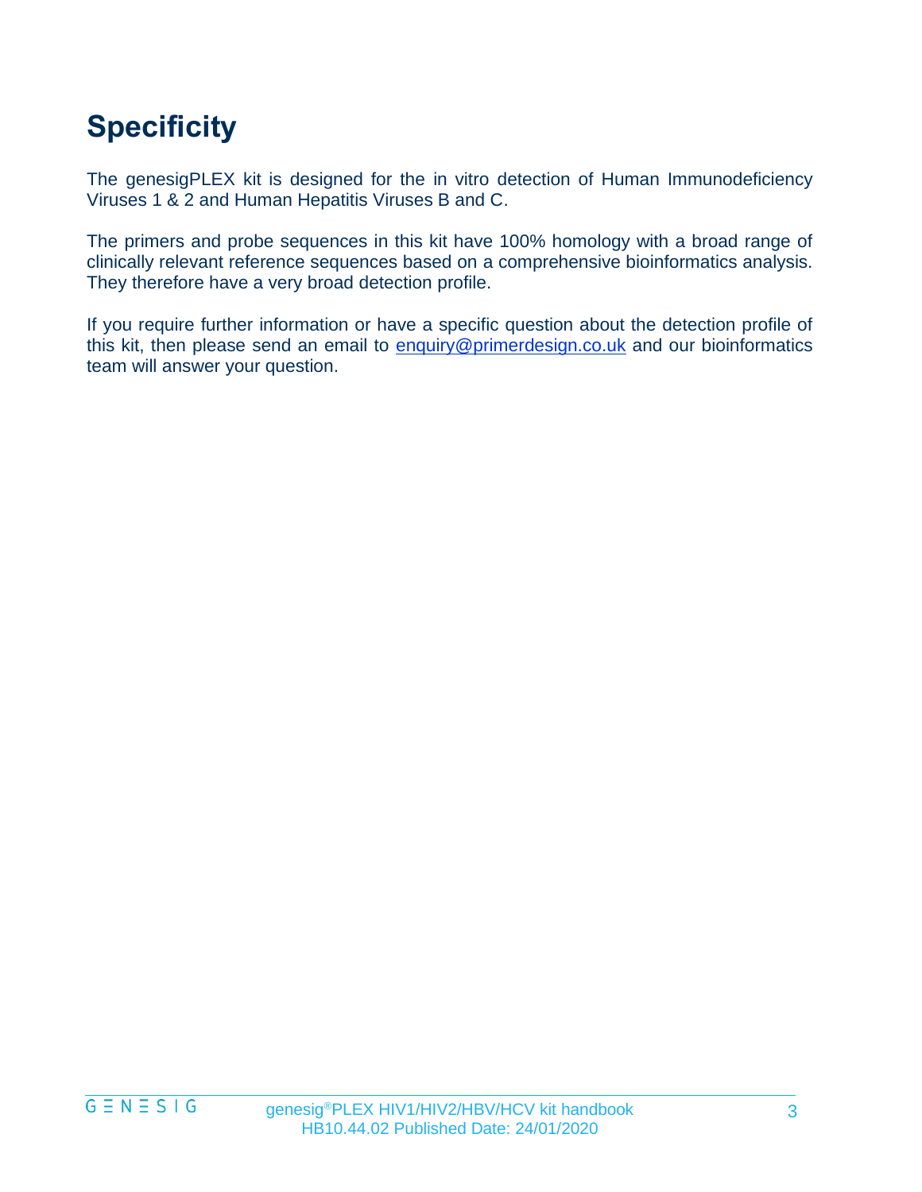# Specificity

The genesigPLEX kit is designed for the in vitro detection of Human Immunodeficiency Viruses 1 & 2 and Human Hepatitis Viruses B and C.

The primers and probe sequences in this kit have 100% homology with a broad range of clinically relevant reference sequences based on a comprehensive bioinformatics analysis. They therefore have a very broad detection profile.

If you require further information or have a specific question about the detection profile of this kit, then please send an email to enquiry@primerdesign.co.uk and our bioinformatics team will answer your question.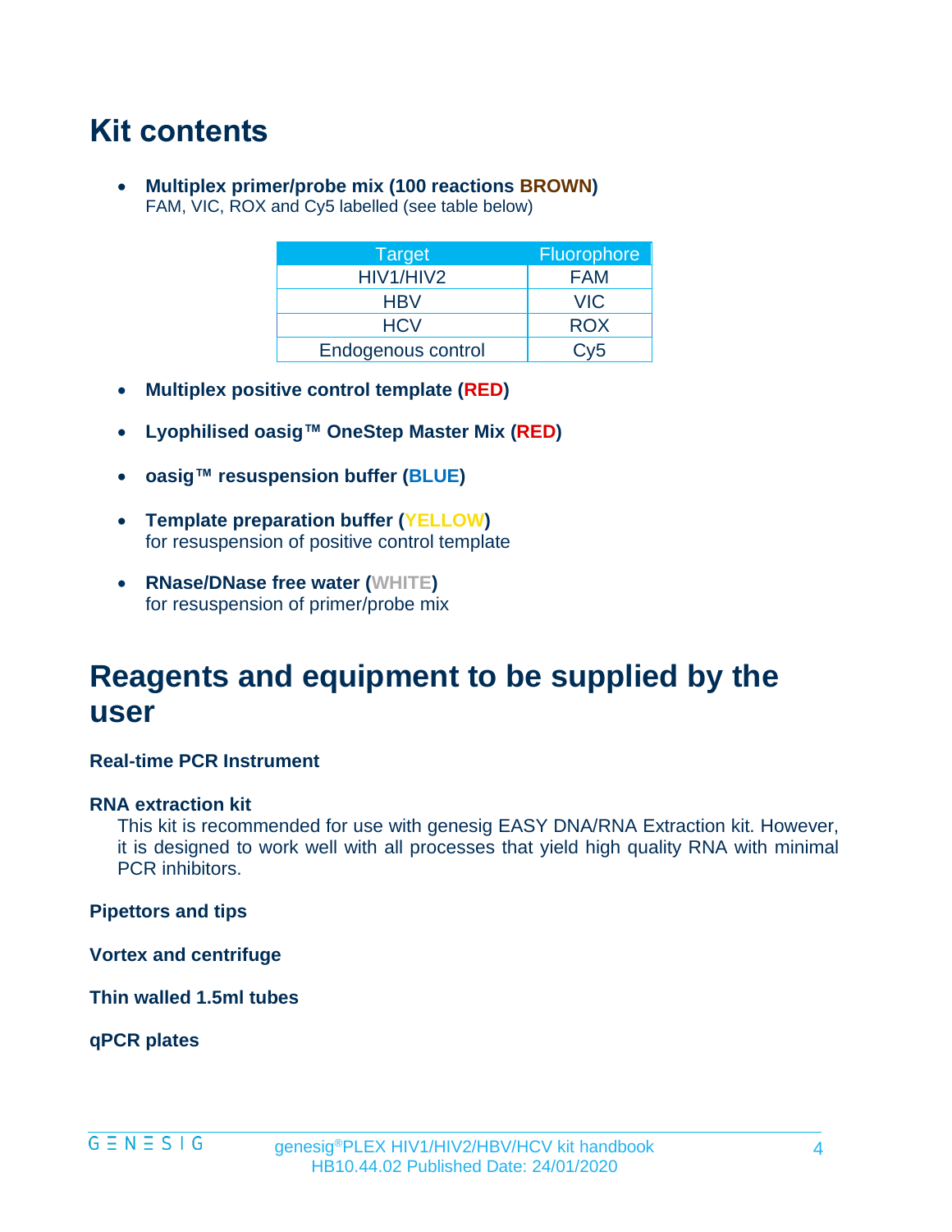# Kit contents

- **Multiplex primer/probe mix (100 reactions BROWN)**
  FAM, VIC, ROX and Cy5 labelled (see table below)

| Target | Fluorophore |
|---|---|
| HIV1/HIV2 | FAM |
| HBV | VIC |
| HCV | ROX |
| Endogenous control | Cy5 |

- **Multiplex positive control template (RED)**

- **Lyophilised oasig™ OneStep Master Mix (RED)**

- **oasig™ resuspension buffer (BLUE)**

- **Template preparation buffer (YELLOW)**
  for resuspension of positive control template

- **RNase/DNase free water (WHITE)**
  for resuspension of primer/probe mix

# Reagents and equipment to be supplied by the user

**Real-time PCR Instrument**

**RNA extraction kit**

This kit is recommended for use with genesig EASY DNA/RNA Extraction kit. However, it is designed to work well with all processes that yield high quality RNA with minimal PCR inhibitors.

**Pipettors and tips**

**Vortex and centrifuge**

**Thin walled 1.5ml tubes**

**qPCR plates**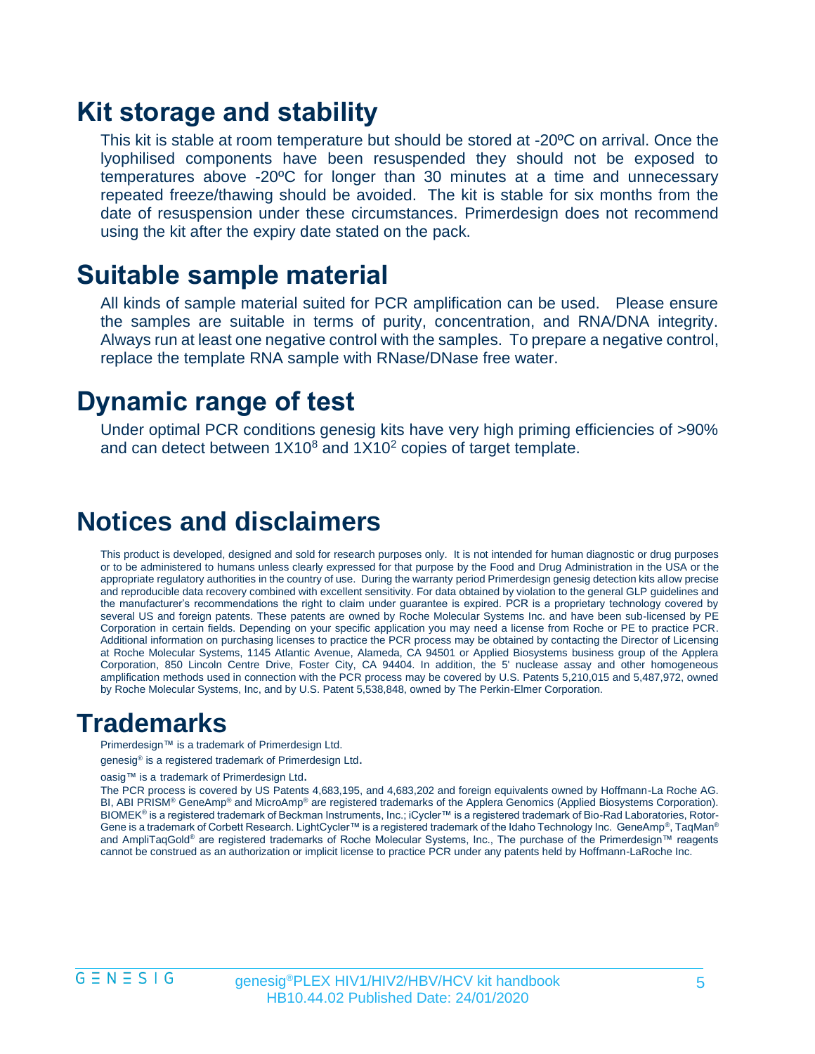## Kit storage and stability

This kit is stable at room temperature but should be stored at -20ºC on arrival. Once the lyophilised components have been resuspended they should not be exposed to temperatures above -20ºC for longer than 30 minutes at a time and unnecessary repeated freeze/thawing should be avoided. The kit is stable for six months from the date of resuspension under these circumstances. Primerdesign does not recommend using the kit after the expiry date stated on the pack.

## Suitable sample material

All kinds of sample material suited for PCR amplification can be used. Please ensure the samples are suitable in terms of purity, concentration, and RNA/DNA integrity. Always run at least one negative control with the samples. To prepare a negative control, replace the template RNA sample with RNase/DNase free water.

## Dynamic range of test

Under optimal PCR conditions genesig kits have very high priming efficiencies of >90% and can detect between $1X10^8$ and $1X10^2$ copies of target template.

## Notices and disclaimers

This product is developed, designed and sold for research purposes only. It is not intended for human diagnostic or drug purposes or to be administered to humans unless clearly expressed for that purpose by the Food and Drug Administration in the USA or the appropriate regulatory authorities in the country of use. During the warranty period Primerdesign genesig detection kits allow precise and reproducible data recovery combined with excellent sensitivity. For data obtained by violation to the general GLP guidelines and the manufacturer's recommendations the right to claim under guarantee is expired. PCR is a proprietary technology covered by several US and foreign patents. These patents are owned by Roche Molecular Systems Inc. and have been sub-licensed by PE Corporation in certain fields. Depending on your specific application you may need a license from Roche or PE to practice PCR. Additional information on purchasing licenses to practice the PCR process may be obtained by contacting the Director of Licensing at Roche Molecular Systems, 1145 Atlantic Avenue, Alameda, CA 94501 or Applied Biosystems business group of the Applera Corporation, 850 Lincoln Centre Drive, Foster City, CA 94404. In addition, the 5' nuclease assay and other homogeneous amplification methods used in connection with the PCR process may be covered by U.S. Patents 5,210,015 and 5,487,972, owned by Roche Molecular Systems, Inc, and by U.S. Patent 5,538,848, owned by The Perkin-Elmer Corporation.

## Trademarks

Primerdesign™ is a trademark of Primerdesign Ltd.

genesig® is a registered trademark of Primerdesign Ltd.

oasig™ is a trademark of Primerdesign Ltd.

The PCR process is covered by US Patents 4,683,195, and 4,683,202 and foreign equivalents owned by Hoffmann-La Roche AG. BI, ABI PRISM® GeneAmp® and MicroAmp® are registered trademarks of the Applera Genomics (Applied Biosystems Corporation). BIOMEK® is a registered trademark of Beckman Instruments, Inc.; iCycler™ is a registered trademark of Bio-Rad Laboratories, Rotor-Gene is a trademark of Corbett Research. LightCycler™ is a registered trademark of the Idaho Technology Inc. GeneAmp®, TaqMan® and AmpliTaqGold® are registered trademarks of Roche Molecular Systems, Inc., The purchase of the Primerdesign™ reagents cannot be construed as an authorization or implicit license to practice PCR under any patents held by Hoffmann-LaRoche Inc.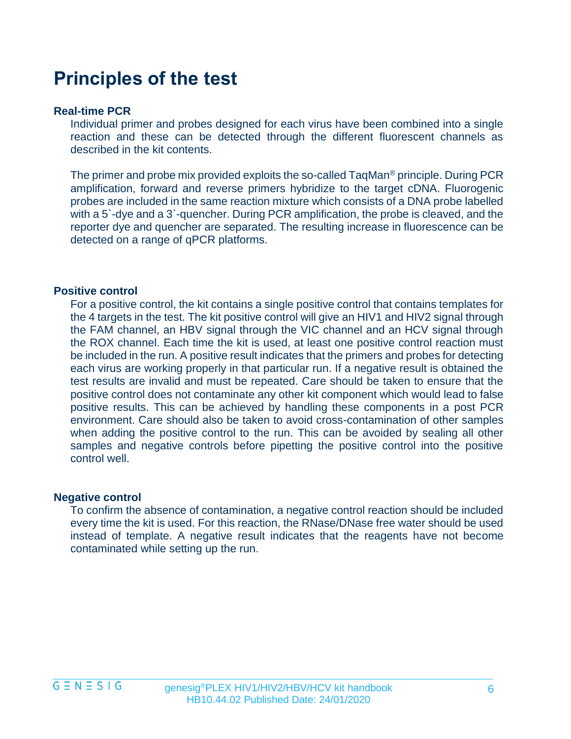# Principles of the test

**Real-time PCR**

Individual primer and probes designed for each virus have been combined into a single reaction and these can be detected through the different fluorescent channels as described in the kit contents.

The primer and probe mix provided exploits the so-called TaqMan® principle. During PCR amplification, forward and reverse primers hybridize to the target cDNA. Fluorogenic probes are included in the same reaction mixture which consists of a DNA probe labelled with a 5`-dye and a 3`-quencher. During PCR amplification, the probe is cleaved, and the reporter dye and quencher are separated. The resulting increase in fluorescence can be detected on a range of qPCR platforms.

**Positive control**

For a positive control, the kit contains a single positive control that contains templates for the 4 targets in the test. The kit positive control will give an HIV1 and HIV2 signal through the FAM channel, an HBV signal through the VIC channel and an HCV signal through the ROX channel. Each time the kit is used, at least one positive control reaction must be included in the run. A positive result indicates that the primers and probes for detecting each virus are working properly in that particular run. If a negative result is obtained the test results are invalid and must be repeated. Care should be taken to ensure that the positive control does not contaminate any other kit component which would lead to false positive results. This can be achieved by handling these components in a post PCR environment. Care should also be taken to avoid cross-contamination of other samples when adding the positive control to the run. This can be avoided by sealing all other samples and negative controls before pipetting the positive control into the positive control well.

**Negative control**

To confirm the absence of contamination, a negative control reaction should be included every time the kit is used. For this reaction, the RNase/DNase free water should be used instead of template. A negative result indicates that the reagents have not become contaminated while setting up the run.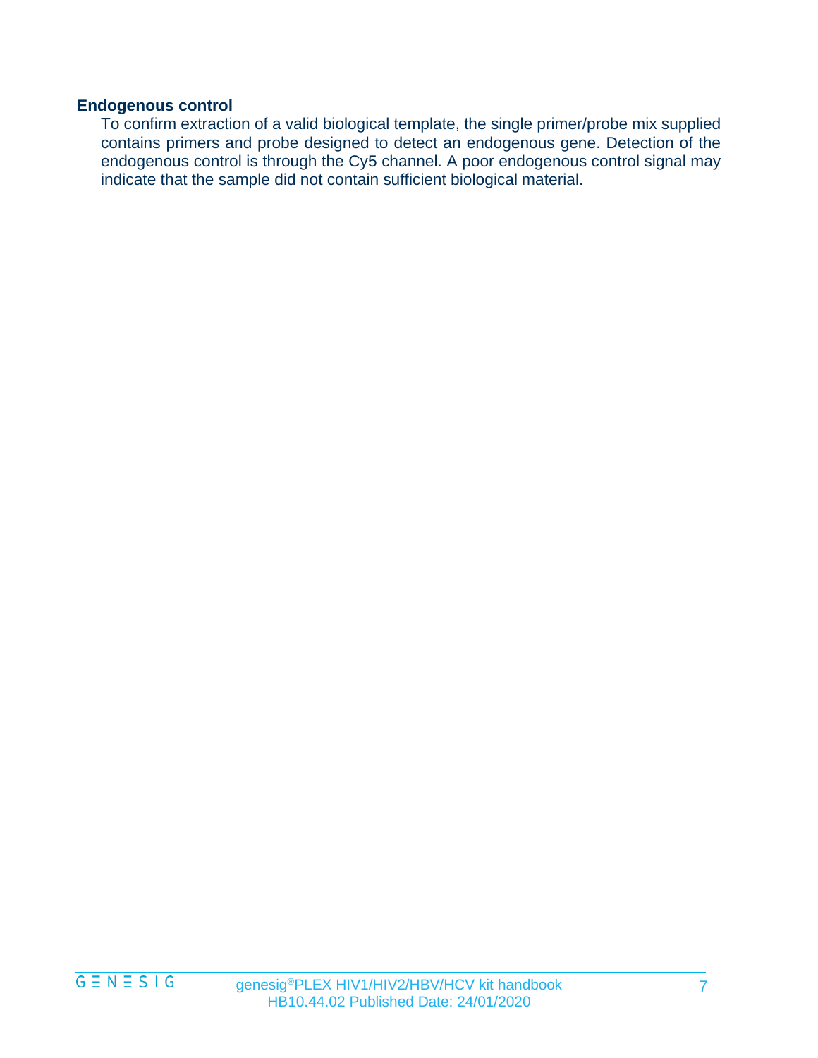### Endogenous control

To confirm extraction of a valid biological template, the single primer/probe mix supplied contains primers and probe designed to detect an endogenous gene. Detection of the endogenous control is through the Cy5 channel. A poor endogenous control signal may indicate that the sample did not contain sufficient biological material.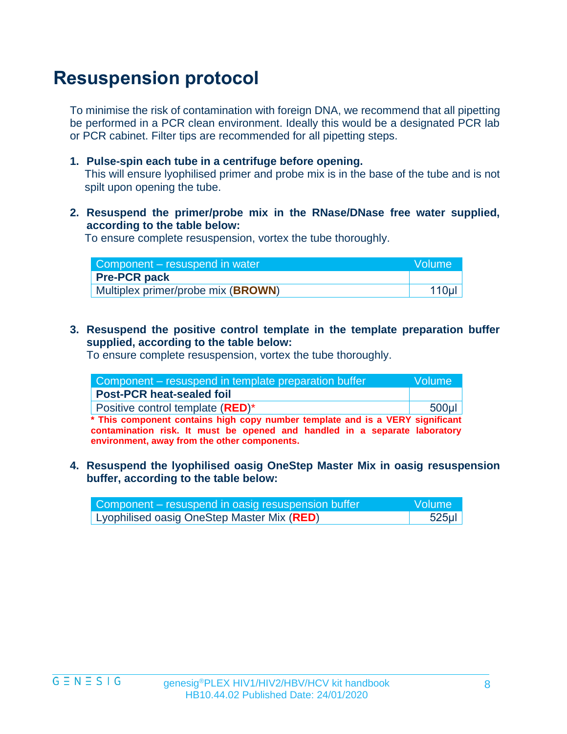# Resuspension protocol

To minimise the risk of contamination with foreign DNA, we recommend that all pipetting be performed in a PCR clean environment. Ideally this would be a designated PCR lab or PCR cabinet. Filter tips are recommended for all pipetting steps.

1. **Pulse-spin each tube in a centrifuge before opening.**
   This will ensure lyophilised primer and probe mix is in the base of the tube and is not spilt upon opening the tube.

2. **Resuspend the primer/probe mix in the RNase/DNase free water supplied, according to the table below:**
   To ensure complete resuspension, vortex the tube thoroughly.

| Component – resuspend in water | Volume |
|---|---|
| **Pre-PCR pack** | |
| Multiplex primer/probe mix (**BROWN**) | 110µl |

3. **Resuspend the positive control template in the template preparation buffer supplied, according to the table below:**
   To ensure complete resuspension, vortex the tube thoroughly.

| Component – resuspend in template preparation buffer | Volume |
|---|---|
| **Post-PCR heat-sealed foil** | |
| Positive control template (**RED**)* | 500µl |

**\* This component contains high copy number template and is a VERY significant contamination risk. It must be opened and handled in a separate laboratory environment, away from the other components.**

4. **Resuspend the lyophilised oasig OneStep Master Mix in oasig resuspension buffer, according to the table below:**

| Component – resuspend in oasig resuspension buffer | Volume |
|---|---|
| Lyophilised oasig OneStep Master Mix (**RED**) | 525µl |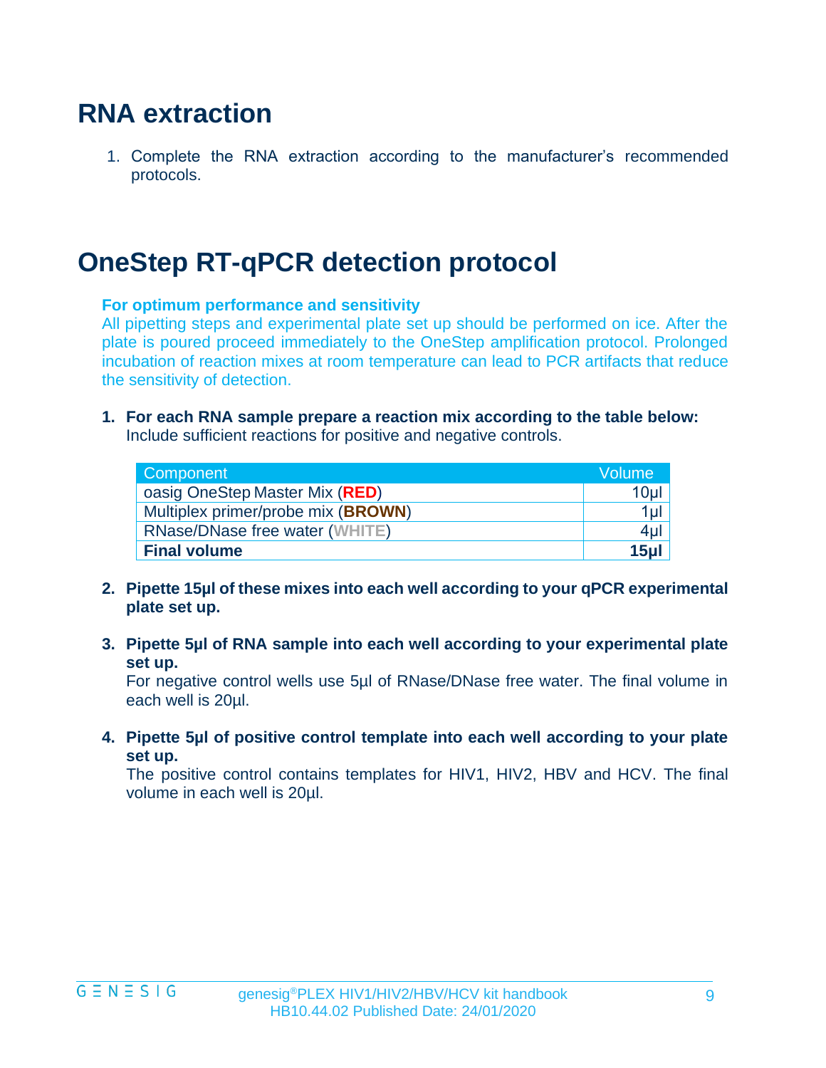## RNA extraction

1. Complete the RNA extraction according to the manufacturer's recommended protocols.

## OneStep RT-qPCR detection protocol

**For optimum performance and sensitivity**
All pipetting steps and experimental plate set up should be performed on ice. After the plate is poured proceed immediately to the OneStep amplification protocol. Prolonged incubation of reaction mixes at room temperature can lead to PCR artifacts that reduce the sensitivity of detection.

1. **For each RNA sample prepare a reaction mix according to the table below:**
   Include sufficient reactions for positive and negative controls.

| Component | Volume |
|---|---|
| oasig OneStep Master Mix (**RED**) | 10µl |
| Multiplex primer/probe mix (**BROWN**) | 1µl |
| RNase/DNase free water (**WHITE**) | 4µl |
| **Final volume** | **15µl** |

2. **Pipette 15µl of these mixes into each well according to your qPCR experimental plate set up.**

3. **Pipette 5µl of RNA sample into each well according to your experimental plate set up.**
   For negative control wells use 5µl of RNase/DNase free water. The final volume in each well is 20µl.

4. **Pipette 5µl of positive control template into each well according to your plate set up.**
   The positive control contains templates for HIV1, HIV2, HBV and HCV. The final volume in each well is 20µl.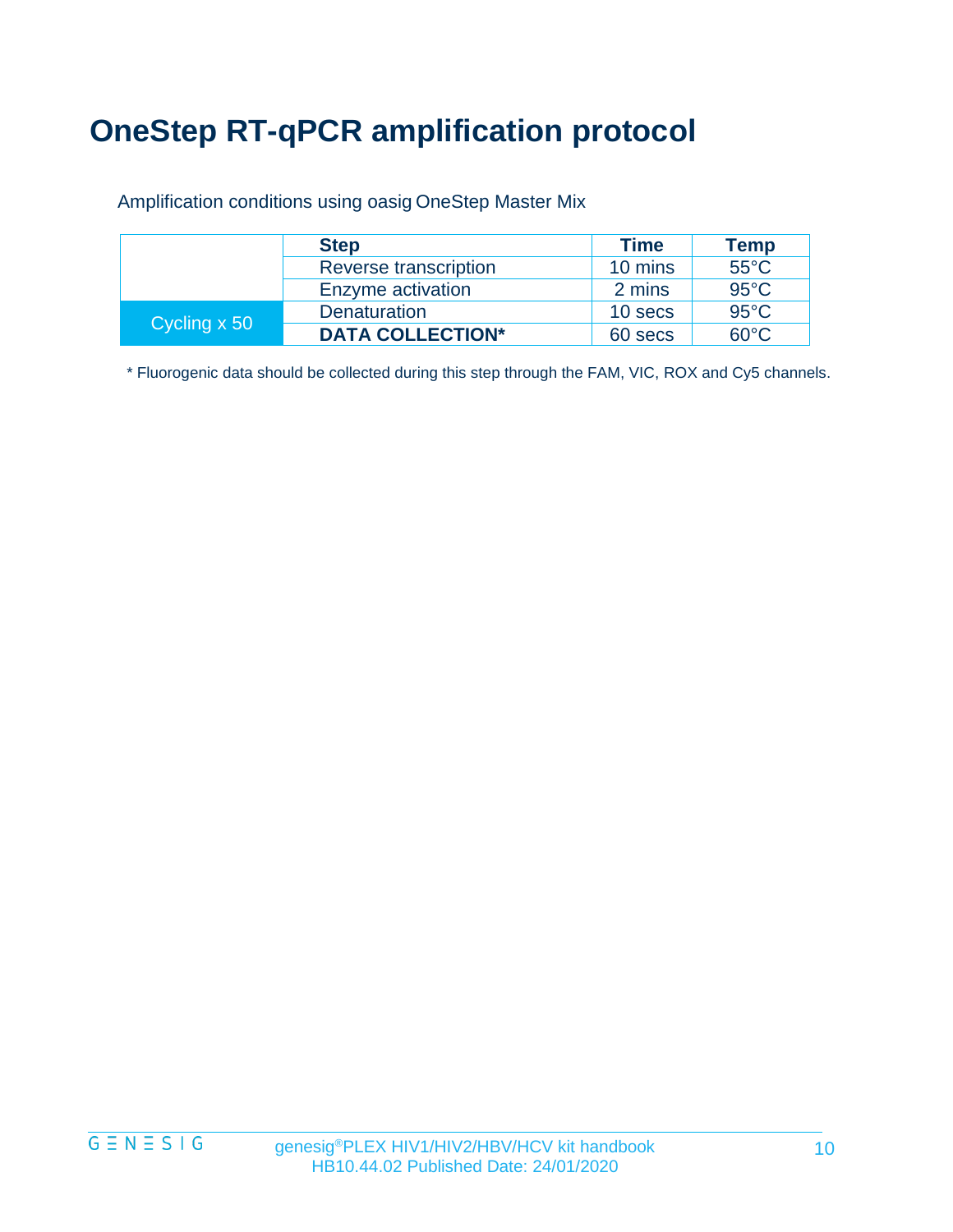# OneStep RT-qPCR amplification protocol

Amplification conditions using oasig OneStep Master Mix

| | Step | Time | Temp |
|---|---|---|---|
| | Reverse transcription | 10 mins | 55°C |
| | Enzyme activation | 2 mins | 95°C |
| Cycling x 50 | Denaturation | 10 secs | 95°C |
| | **DATA COLLECTION*** | 60 secs | 60°C |

* Fluorogenic data should be collected during this step through the FAM, VIC, ROX and Cy5 channels.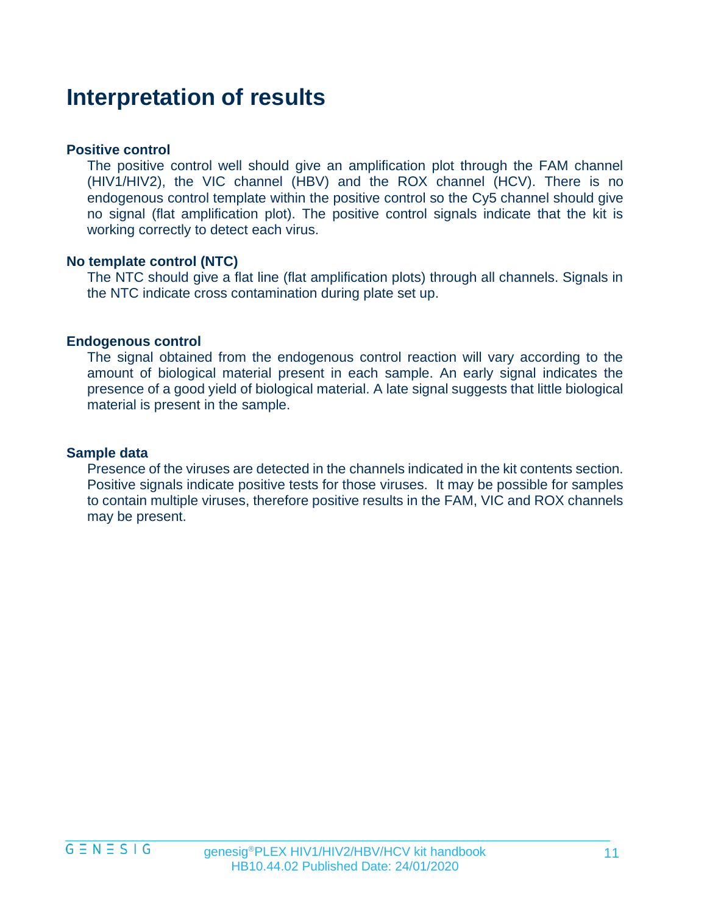# Interpretation of results

**Positive control**

The positive control well should give an amplification plot through the FAM channel (HIV1/HIV2), the VIC channel (HBV) and the ROX channel (HCV). There is no endogenous control template within the positive control so the Cy5 channel should give no signal (flat amplification plot). The positive control signals indicate that the kit is working correctly to detect each virus.

**No template control (NTC)**

The NTC should give a flat line (flat amplification plots) through all channels. Signals in the NTC indicate cross contamination during plate set up.

**Endogenous control**

The signal obtained from the endogenous control reaction will vary according to the amount of biological material present in each sample. An early signal indicates the presence of a good yield of biological material. A late signal suggests that little biological material is present in the sample.

**Sample data**

Presence of the viruses are detected in the channels indicated in the kit contents section. Positive signals indicate positive tests for those viruses. It may be possible for samples to contain multiple viruses, therefore positive results in the FAM, VIC and ROX channels may be present.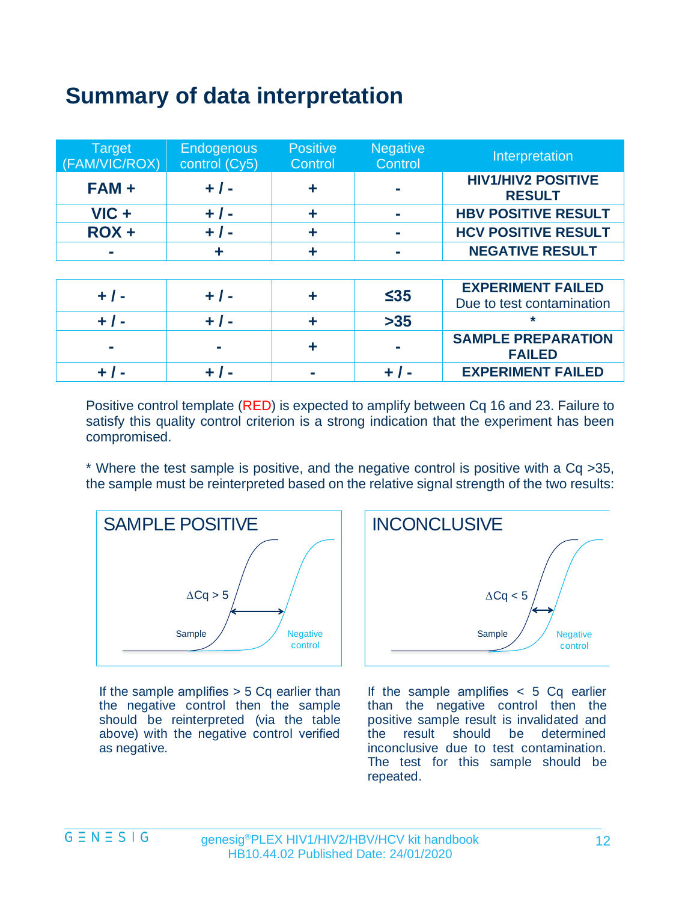# Summary of data interpretation

| Target (FAM/VIC/ROX) | Endogenous control (Cy5) | Positive Control | Negative Control | Interpretation |
|---|---|---|---|---|
| **FAM +** | **+ / -** | **+** | **-** | **HIV1/HIV2 POSITIVE RESULT** |
| **VIC +** | **+ / -** | **+** | **-** | **HBV POSITIVE RESULT** |
| **ROX +** | **+ / -** | **+** | **-** | **HCV POSITIVE RESULT** |
| **-** | **+** | **+** | **-** | **NEGATIVE RESULT** |
| **+ / -** | **+ / -** | **+** | **≤35** | **EXPERIMENT FAILED** Due to test contamination |
| **+ / -** | **+ / -** | **+** | **>35** | * |
| **-** | **-** | **+** | **-** | **SAMPLE PREPARATION FAILED** |
| **+ / -** | **+ / -** | **-** | **+ / -** | **EXPERIMENT FAILED** |

Positive control template (RED) is expected to amplify between Cq 16 and 23. Failure to satisfy this quality control criterion is a strong indication that the experiment has been compromised.

* Where the test sample is positive, and the negative control is positive with a Cq >35, the sample must be reinterpreted based on the relative signal strength of the two results:

SAMPLE POSITIVE

$\Delta$Cq > 5

Sample

Negative control

If the sample amplifies > 5 Cq earlier than the negative control then the sample should be reinterpreted (via the table above) with the negative control verified as negative.

INCONCLUSIVE

$\Delta$Cq < 5

Sample

Negative control

If the sample amplifies < 5 Cq earlier than the negative control then the positive sample result is invalidated and the result should be determined inconclusive due to test contamination. The test for this sample should be repeated.